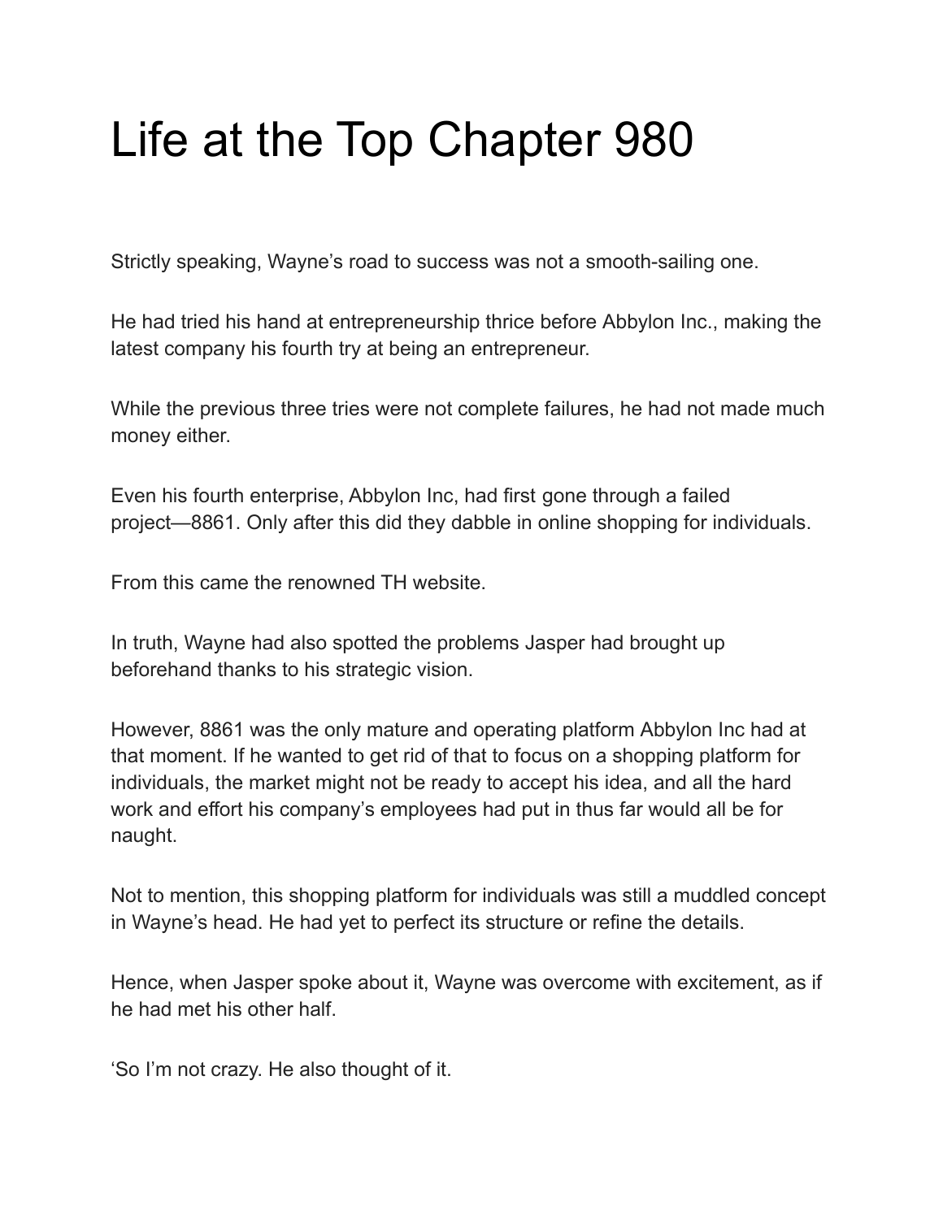# Life at the Top Chapter 980

Strictly speaking, Wayne's road to success was not a smooth-sailing one.

He had tried his hand at entrepreneurship thrice before Abbylon Inc., making the latest company his fourth try at being an entrepreneur.

While the previous three tries were not complete failures, he had not made much money either.

Even his fourth enterprise, Abbylon Inc, had first gone through a failed project—8861. Only after this did they dabble in online shopping for individuals.

From this came the renowned TH website.

In truth, Wayne had also spotted the problems Jasper had brought up beforehand thanks to his strategic vision.

However, 8861 was the only mature and operating platform Abbylon Inc had at that moment. If he wanted to get rid of that to focus on a shopping platform for individuals, the market might not be ready to accept his idea, and all the hard work and effort his company's employees had put in thus far would all be for naught.

Not to mention, this shopping platform for individuals was still a muddled concept in Wayne's head. He had yet to perfect its structure or refine the details.

Hence, when Jasper spoke about it, Wayne was overcome with excitement, as if he had met his other half.

'So I'm not crazy. He also thought of it.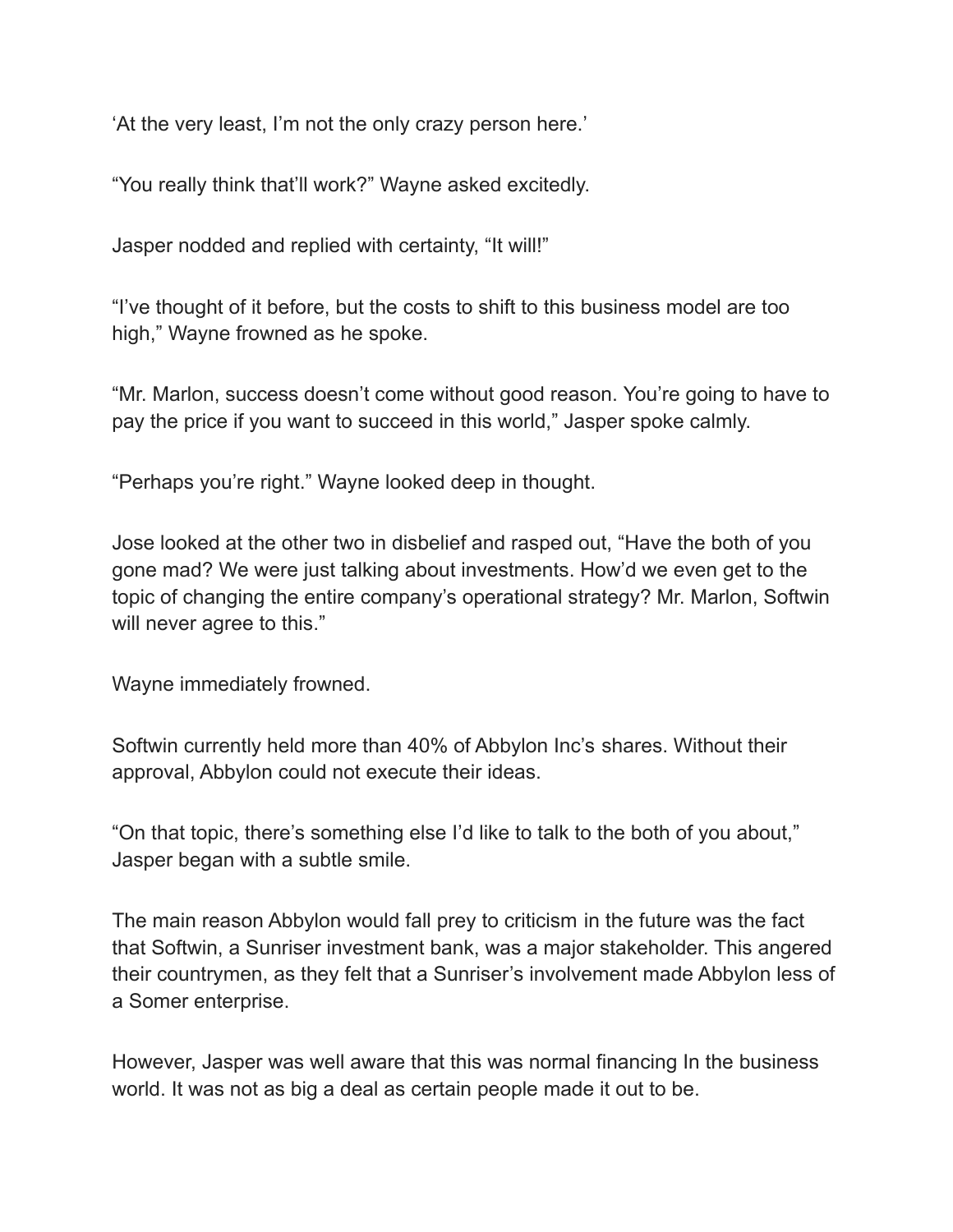'At the very least, I'm not the only crazy person here.'

"You really think that'll work?" Wayne asked excitedly.

Jasper nodded and replied with certainty, "It will!"

"I've thought of it before, but the costs to shift to this business model are too high," Wayne frowned as he spoke.

"Mr. Marlon, success doesn't come without good reason. You're going to have to pay the price if you want to succeed in this world," Jasper spoke calmly.

"Perhaps you're right." Wayne looked deep in thought.

Jose looked at the other two in disbelief and rasped out, "Have the both of you gone mad? We were just talking about investments. How'd we even get to the topic of changing the entire company's operational strategy? Mr. Marlon, Softwin will never agree to this."

Wayne immediately frowned.

Softwin currently held more than 40% of Abbylon Inc's shares. Without their approval, Abbylon could not execute their ideas.

"On that topic, there's something else I'd like to talk to the both of you about," Jasper began with a subtle smile.

The main reason Abbylon would fall prey to criticism in the future was the fact that Softwin, a Sunriser investment bank, was a major stakeholder. This angered their countrymen, as they felt that a Sunriser's involvement made Abbylon less of a Somer enterprise.

However, Jasper was well aware that this was normal financing In the business world. It was not as big a deal as certain people made it out to be.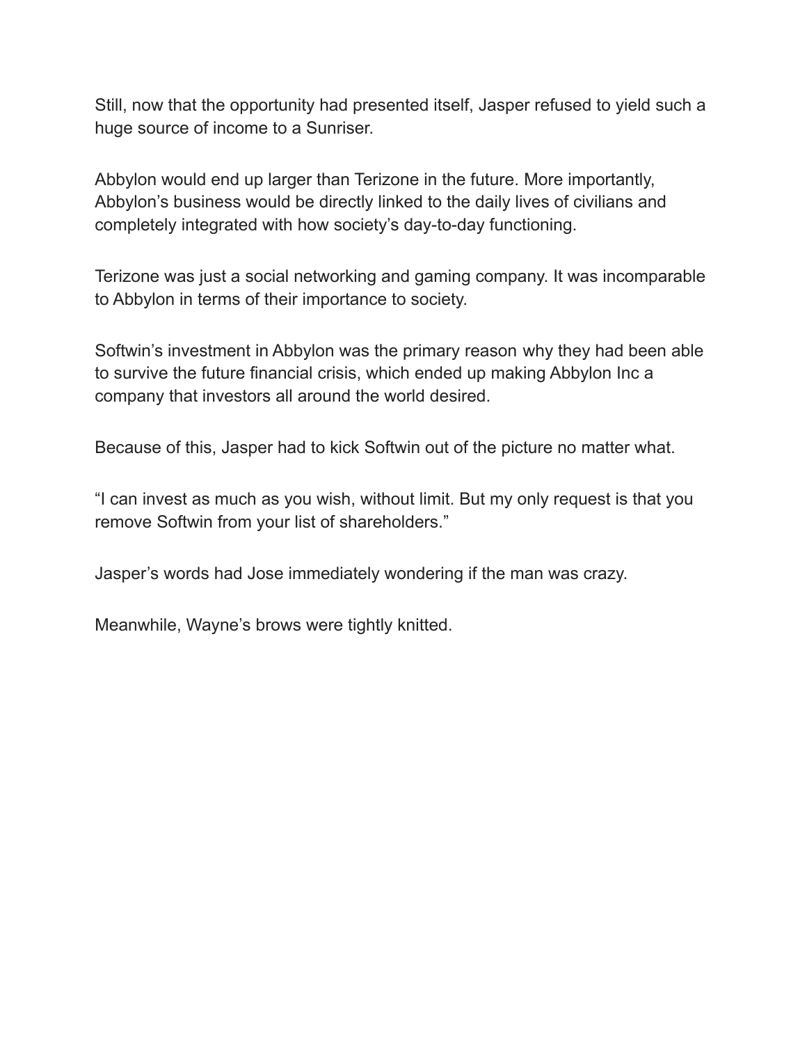Still, now that the opportunity had presented itself, Jasper refused to yield such a huge source of income to a Sunriser.

Abbylon would end up larger than Terizone in the future. More importantly, Abbylon's business would be directly linked to the daily lives of civilians and completely integrated with how society's day-to-day functioning.

Terizone was just a social networking and gaming company. It was incomparable to Abbylon in terms of their importance to society.

Softwin's investment in Abbylon was the primary reason why they had been able to survive the future financial crisis, which ended up making Abbylon Inc a company that investors all around the world desired.

Because of this, Jasper had to kick Softwin out of the picture no matter what.

"I can invest as much as you wish, without limit. But my only request is that you remove Softwin from your list of shareholders."

Jasper's words had Jose immediately wondering if the man was crazy.

Meanwhile, Wayne's brows were tightly knitted.